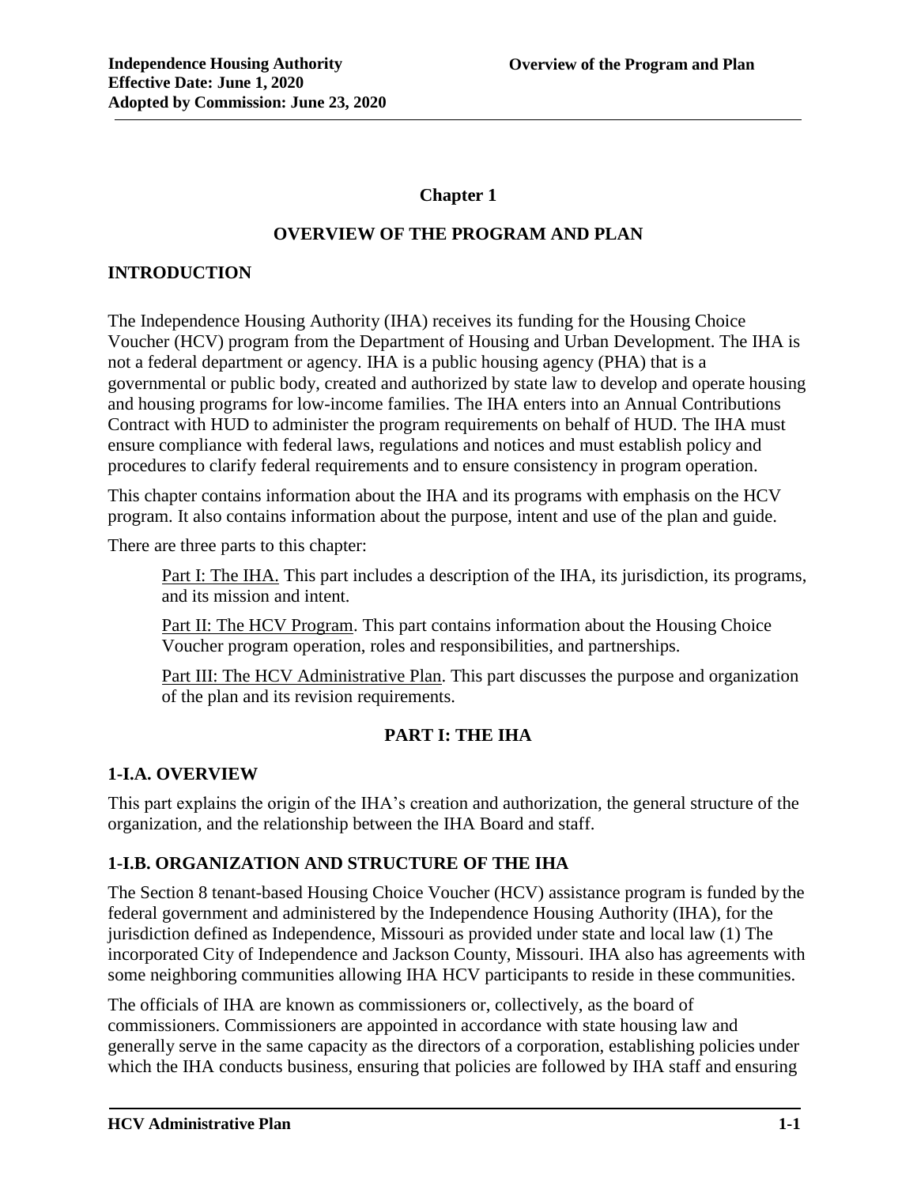# Chapter 1

## OVERVIEW OF THE PROGRAM AND PLAN

### INTRODUCTION

The Independence Housing Authority (IHA) receives its funding for the Housing Choice Voucher (HCV) program from the Department of Housing and Urban Development. The IHA is not a federal department or agency. IHA is a public housing agency (PHA) that is a governmental or public body, created and authorized by state law to develop and operate housing and housing programs for low-income families. The IHA enters into an Annual Contributions Contract with HUD to administer the program requirements on behalf of HUD. The IHA must ensure compliance with federal laws, regulations and notices and must establish policy and procedures to clarify federal requirements and to ensure consistency in program operation.

This chapter contains information about the IHA and its programs with emphasis on the HCV program. It also contains information about the purpose, intent and use of the plan and guide.

There are three parts to this chapter:

Part I: The IHA. This part includes a description of the IHA, its jurisdiction, its programs, and its mission and intent.

Part II: The HCV Program. This part contains information about the Housing Choice Voucher program operation, roles and responsibilities, and partnerships.

Part III: The HCV Administrative Plan. This part discusses the purpose and organization of the plan and its revision requirements.

## PART I: THE IHA

### 1-I.A. OVERVIEW

This part explains the origin of the IHA's creation and authorization, the general structure of the organization, and the relationship between the IHA Board and staff.

### 1-I.B. ORGANIZATION AND STRUCTURE OF THE IHA

The Section 8 tenant-based Housing Choice Voucher (HCV) assistance program is funded by the federal government and administered by the Independence Housing Authority (IHA), for the jurisdiction defined as Independence, Missouri as provided under state and local law (1) The incorporated City of Independence and Jackson County, Missouri. IHA also has agreements with some neighboring communities allowing IHA HCV participants to reside in these communities.

The officials of IHA are known as commissioners or, collectively, as the board of commissioners. Commissioners are appointed in accordance with state housing law and generally serve in the same capacity as the directors of a corporation, establishing policies under which the IHA conducts business, ensuring that policies are followed by IHA staff and ensuring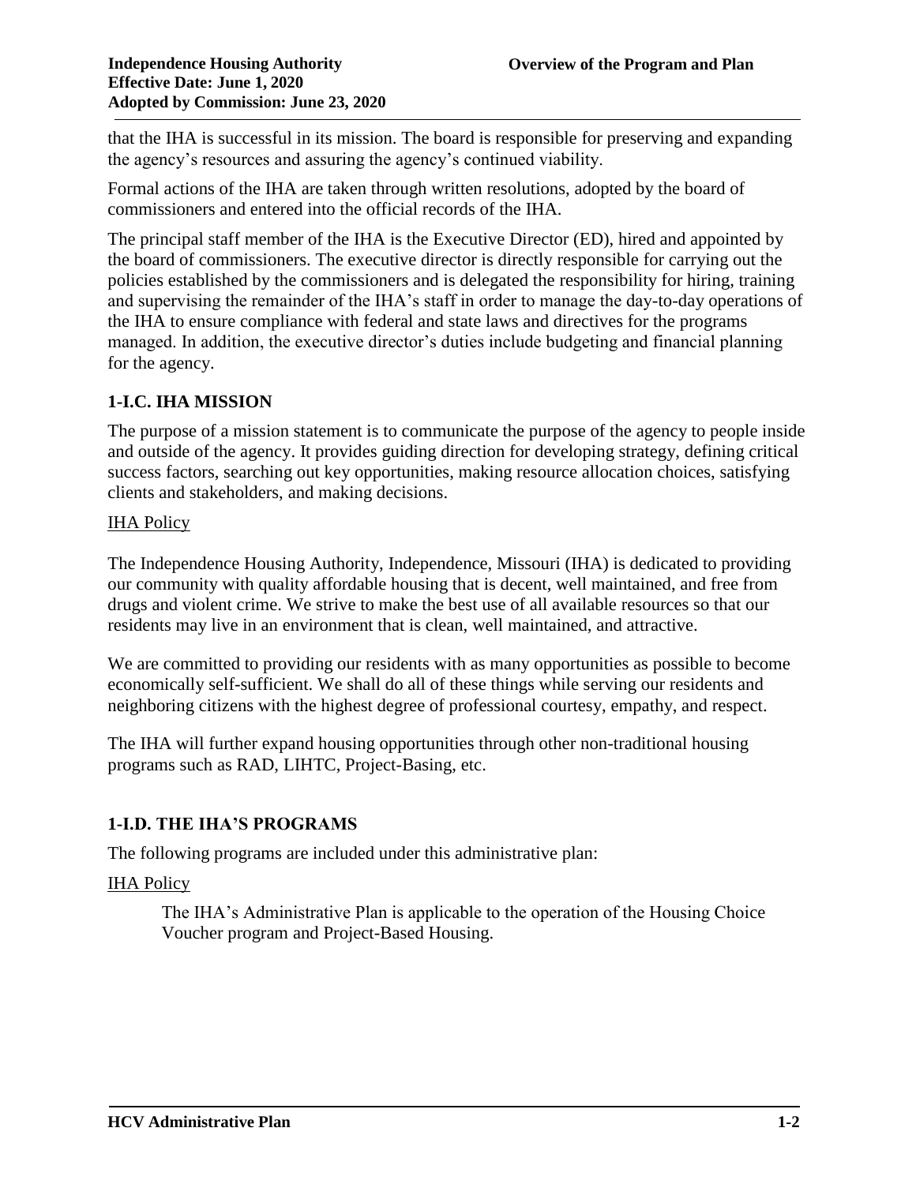that the IHA is successful in its mission. The board is responsible for preserving and expanding the agency's resources and assuring the agency's continued viability.

Formal actions of the IHA are taken through written resolutions, adopted by the board of commissioners and entered into the official records of the IHA.

The principal staff member of the IHA is the Executive Director (ED), hired and appointed by the board of commissioners. The executive director is directly responsible for carrying out the policies established by the commissioners and is delegated the responsibility for hiring, training and supervising the remainder of the IHA's staff in order to manage the day-to-day operations of the IHA to ensure compliance with federal and state laws and directives for the programs managed. In addition, the executive director's duties include budgeting and financial planning for the agency.

## 1-I.C. IHA MISSION

The purpose of a mission statement is to communicate the purpose of the agency to people inside and outside of the agency. It provides guiding direction for developing strategy, defining critical success factors, searching out key opportunities, making resource allocation choices, satisfying clients and stakeholders, and making decisions.

IHA Policy

The Independence Housing Authority, Independence, Missouri (IHA) is dedicated to providing our community with quality affordable housing that is decent, well maintained, and free from drugs and violent crime. We strive to make the best use of all available resources so that our residents may live in an environment that is clean, well maintained, and attractive.

We are committed to providing our residents with as many opportunities as possible to become economically self-sufficient. We shall do all of these things while serving our residents and neighboring citizens with the highest degree of professional courtesy, empathy, and respect.

The IHA will further expand housing opportunities through other non-traditional housing programs such as RAD, LIHTC, Project-Basing, etc.

## 1-I.D. THE IHA'S PROGRAMS

The following programs are included under this administrative plan:

IHA Policy

> The IHA's Administrative Plan is applicable to the operation of the Housing Choice Voucher program and Project-Based Housing.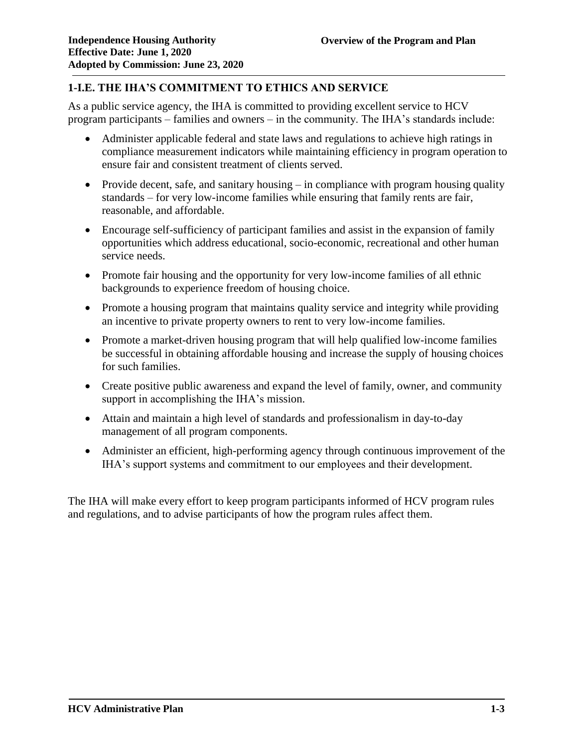## 1-I.E. THE IHA'S COMMITMENT TO ETHICS AND SERVICE

As a public service agency, the IHA is committed to providing excellent service to HCV program participants – families and owners – in the community. The IHA's standards include:

- Administer applicable federal and state laws and regulations to achieve high ratings in compliance measurement indicators while maintaining efficiency in program operation to ensure fair and consistent treatment of clients served.
- Provide decent, safe, and sanitary housing – in compliance with program housing quality standards – for very low-income families while ensuring that family rents are fair, reasonable, and affordable.
- Encourage self-sufficiency of participant families and assist in the expansion of family opportunities which address educational, socio-economic, recreational and other human service needs.
- Promote fair housing and the opportunity for very low-income families of all ethnic backgrounds to experience freedom of housing choice.
- Promote a housing program that maintains quality service and integrity while providing an incentive to private property owners to rent to very low-income families.
- Promote a market-driven housing program that will help qualified low-income families be successful in obtaining affordable housing and increase the supply of housing choices for such families.
- Create positive public awareness and expand the level of family, owner, and community support in accomplishing the IHA's mission.
- Attain and maintain a high level of standards and professionalism in day-to-day management of all program components.
- Administer an efficient, high-performing agency through continuous improvement of the IHA's support systems and commitment to our employees and their development.

The IHA will make every effort to keep program participants informed of HCV program rules and regulations, and to advise participants of how the program rules affect them.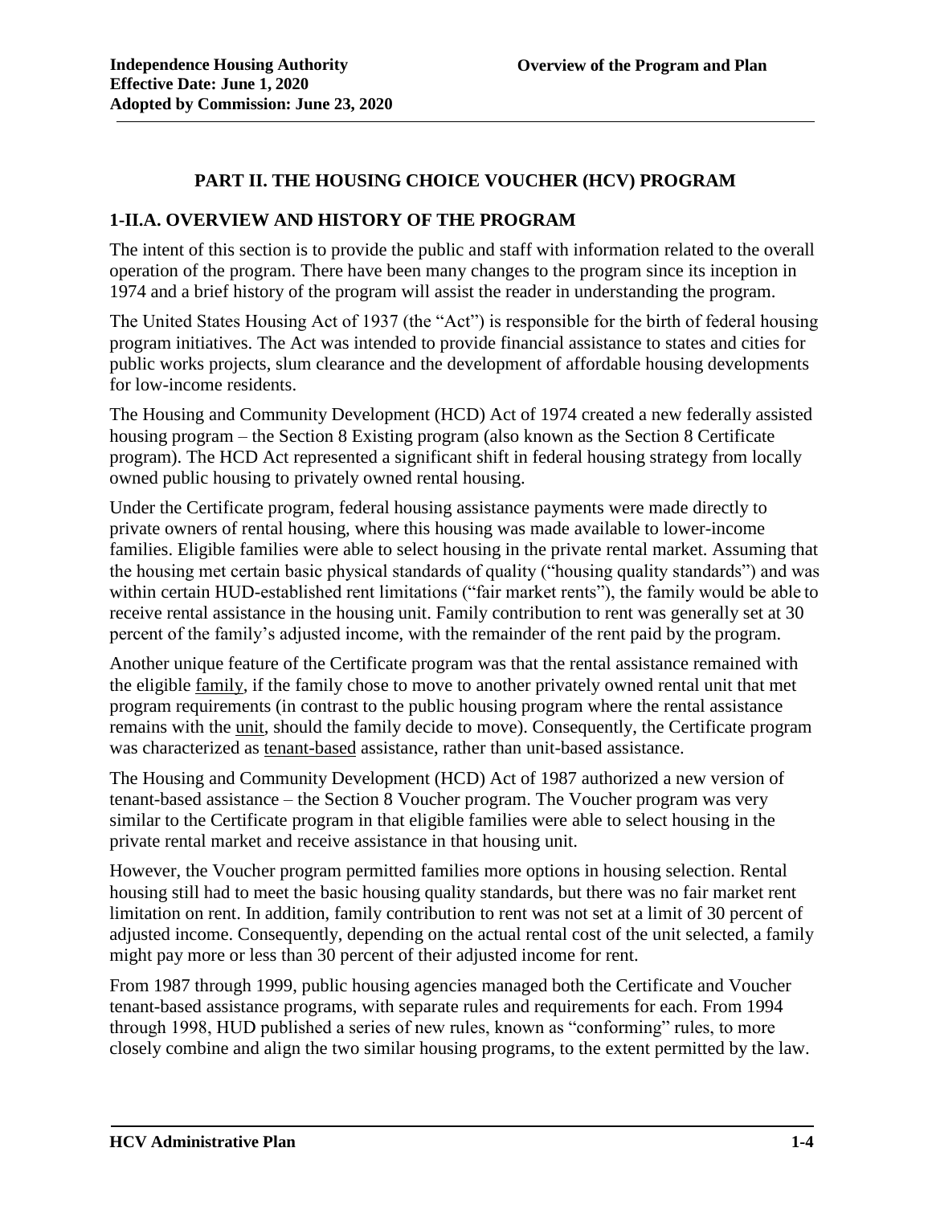## PART II. THE HOUSING CHOICE VOUCHER (HCV) PROGRAM

### 1-II.A. OVERVIEW AND HISTORY OF THE PROGRAM

The intent of this section is to provide the public and staff with information related to the overall operation of the program. There have been many changes to the program since its inception in 1974 and a brief history of the program will assist the reader in understanding the program.

The United States Housing Act of 1937 (the "Act") is responsible for the birth of federal housing program initiatives. The Act was intended to provide financial assistance to states and cities for public works projects, slum clearance and the development of affordable housing developments for low-income residents.

The Housing and Community Development (HCD) Act of 1974 created a new federally assisted housing program – the Section 8 Existing program (also known as the Section 8 Certificate program). The HCD Act represented a significant shift in federal housing strategy from locally owned public housing to privately owned rental housing.

Under the Certificate program, federal housing assistance payments were made directly to private owners of rental housing, where this housing was made available to lower-income families. Eligible families were able to select housing in the private rental market. Assuming that the housing met certain basic physical standards of quality ("housing quality standards") and was within certain HUD-established rent limitations ("fair market rents"), the family would be able to receive rental assistance in the housing unit. Family contribution to rent was generally set at 30 percent of the family's adjusted income, with the remainder of the rent paid by the program.

Another unique feature of the Certificate program was that the rental assistance remained with the eligible family, if the family chose to move to another privately owned rental unit that met program requirements (in contrast to the public housing program where the rental assistance remains with the unit, should the family decide to move). Consequently, the Certificate program was characterized as tenant-based assistance, rather than unit-based assistance.

The Housing and Community Development (HCD) Act of 1987 authorized a new version of tenant-based assistance – the Section 8 Voucher program. The Voucher program was very similar to the Certificate program in that eligible families were able to select housing in the private rental market and receive assistance in that housing unit.

However, the Voucher program permitted families more options in housing selection. Rental housing still had to meet the basic housing quality standards, but there was no fair market rent limitation on rent. In addition, family contribution to rent was not set at a limit of 30 percent of adjusted income. Consequently, depending on the actual rental cost of the unit selected, a family might pay more or less than 30 percent of their adjusted income for rent.

From 1987 through 1999, public housing agencies managed both the Certificate and Voucher tenant-based assistance programs, with separate rules and requirements for each. From 1994 through 1998, HUD published a series of new rules, known as "conforming" rules, to more closely combine and align the two similar housing programs, to the extent permitted by the law.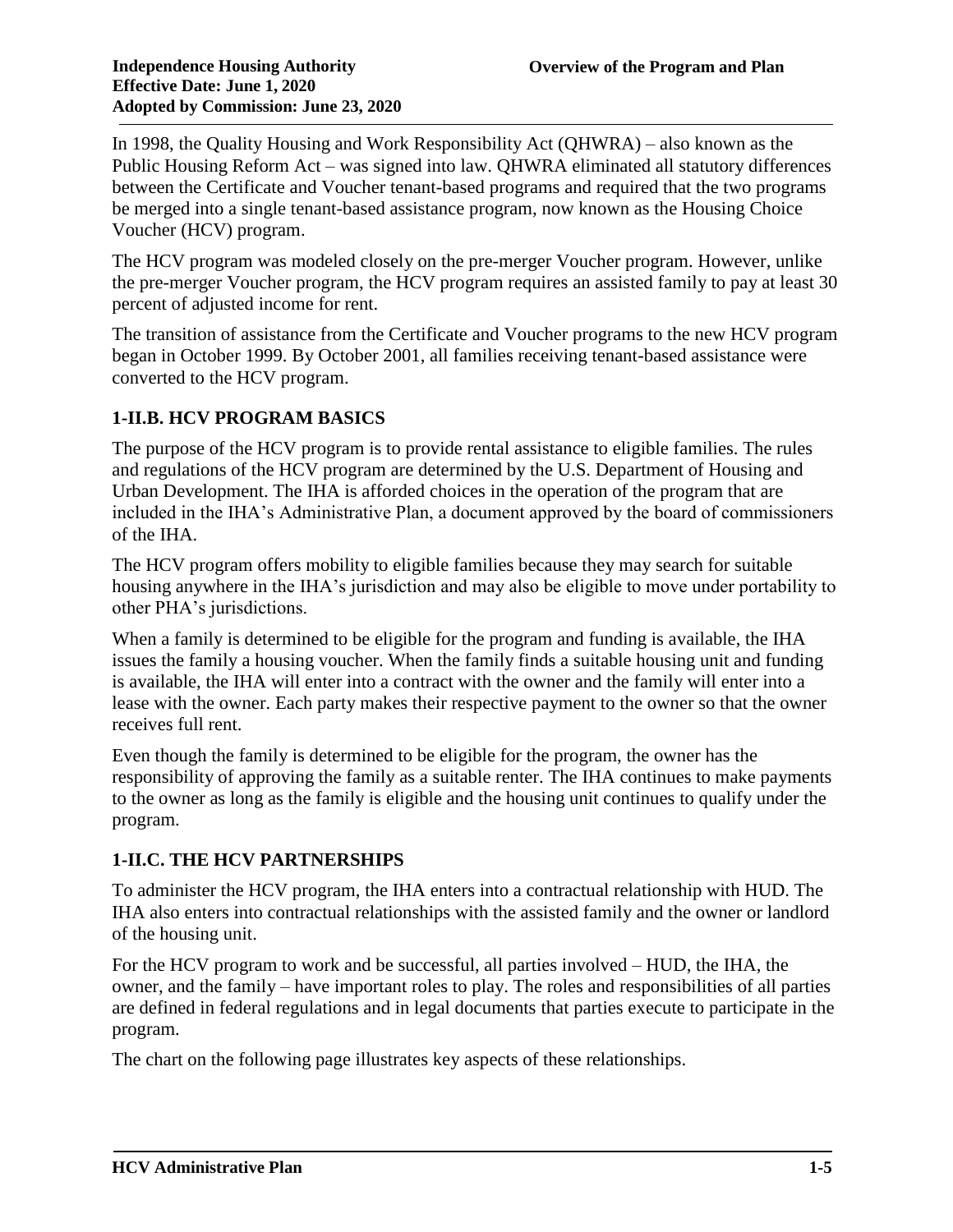In 1998, the Quality Housing and Work Responsibility Act (QHWRA) – also known as the Public Housing Reform Act – was signed into law. QHWRA eliminated all statutory differences between the Certificate and Voucher tenant-based programs and required that the two programs be merged into a single tenant-based assistance program, now known as the Housing Choice Voucher (HCV) program.

The HCV program was modeled closely on the pre-merger Voucher program. However, unlike the pre-merger Voucher program, the HCV program requires an assisted family to pay at least 30 percent of adjusted income for rent.

The transition of assistance from the Certificate and Voucher programs to the new HCV program began in October 1999. By October 2001, all families receiving tenant-based assistance were converted to the HCV program.

## 1-II.B. HCV PROGRAM BASICS

The purpose of the HCV program is to provide rental assistance to eligible families. The rules and regulations of the HCV program are determined by the U.S. Department of Housing and Urban Development. The IHA is afforded choices in the operation of the program that are included in the IHA's Administrative Plan, a document approved by the board of commissioners of the IHA.

The HCV program offers mobility to eligible families because they may search for suitable housing anywhere in the IHA's jurisdiction and may also be eligible to move under portability to other PHA's jurisdictions.

When a family is determined to be eligible for the program and funding is available, the IHA issues the family a housing voucher. When the family finds a suitable housing unit and funding is available, the IHA will enter into a contract with the owner and the family will enter into a lease with the owner. Each party makes their respective payment to the owner so that the owner receives full rent.

Even though the family is determined to be eligible for the program, the owner has the responsibility of approving the family as a suitable renter. The IHA continues to make payments to the owner as long as the family is eligible and the housing unit continues to qualify under the program.

## 1-II.C. THE HCV PARTNERSHIPS

To administer the HCV program, the IHA enters into a contractual relationship with HUD. The IHA also enters into contractual relationships with the assisted family and the owner or landlord of the housing unit.

For the HCV program to work and be successful, all parties involved – HUD, the IHA, the owner, and the family – have important roles to play. The roles and responsibilities of all parties are defined in federal regulations and in legal documents that parties execute to participate in the program.

The chart on the following page illustrates key aspects of these relationships.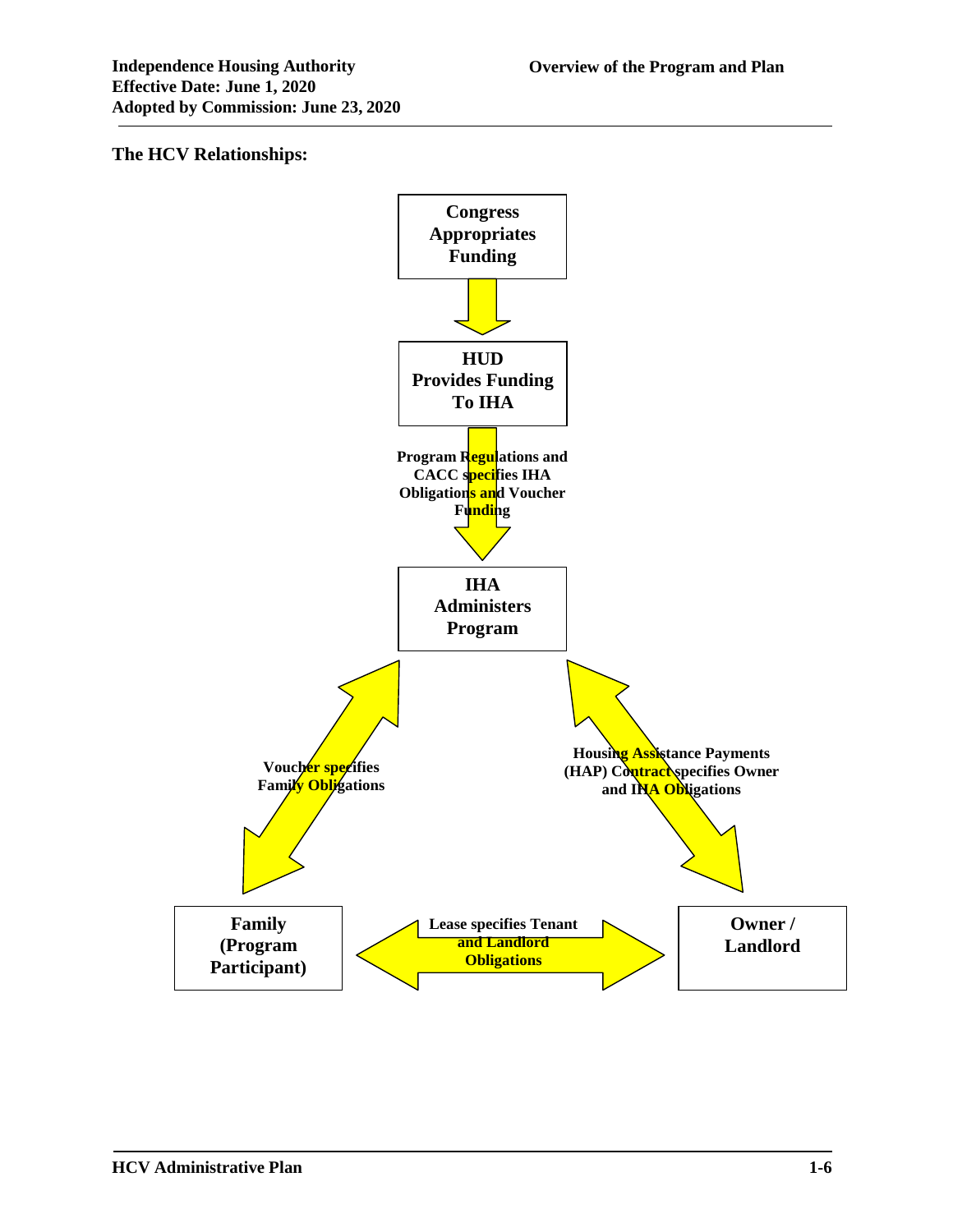### The HCV Relationships:

**Congress Appropriates Funding**

↓

**HUD Provides Funding To IHA**

↓ **Program Regulations and CACC specifies IHA Obligations and Voucher Funding**

**IHA Administers Program**

**Voucher specifies Family Obligations** (IHA ↔ Family)

**Housing Assistance Payments (HAP) Contract specifies Owner and IHA Obligations** (IHA ↔ Owner / Landlord)

**Family (Program Participant)** ↔ **Lease specifies Tenant and Landlord Obligations** ↔ **Owner / Landlord**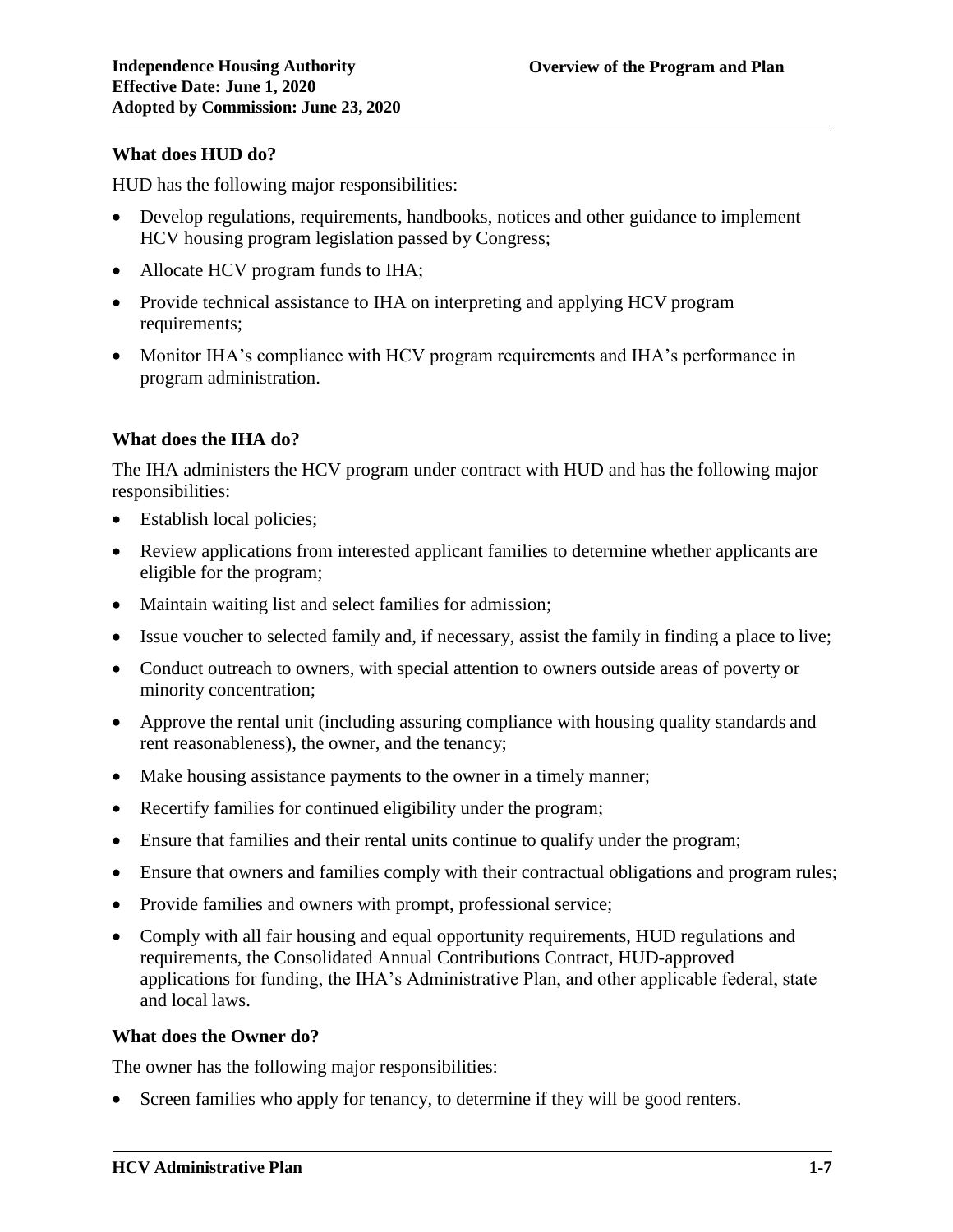### What does HUD do?

HUD has the following major responsibilities:

- Develop regulations, requirements, handbooks, notices and other guidance to implement HCV housing program legislation passed by Congress;
- Allocate HCV program funds to IHA;
- Provide technical assistance to IHA on interpreting and applying HCV program requirements;
- Monitor IHA's compliance with HCV program requirements and IHA's performance in program administration.

### What does the IHA do?

The IHA administers the HCV program under contract with HUD and has the following major responsibilities:

- Establish local policies;
- Review applications from interested applicant families to determine whether applicants are eligible for the program;
- Maintain waiting list and select families for admission;
- Issue voucher to selected family and, if necessary, assist the family in finding a place to live;
- Conduct outreach to owners, with special attention to owners outside areas of poverty or minority concentration;
- Approve the rental unit (including assuring compliance with housing quality standards and rent reasonableness), the owner, and the tenancy;
- Make housing assistance payments to the owner in a timely manner;
- Recertify families for continued eligibility under the program;
- Ensure that families and their rental units continue to qualify under the program;
- Ensure that owners and families comply with their contractual obligations and program rules;
- Provide families and owners with prompt, professional service;
- Comply with all fair housing and equal opportunity requirements, HUD regulations and requirements, the Consolidated Annual Contributions Contract, HUD-approved applications for funding, the IHA's Administrative Plan, and other applicable federal, state and local laws.

### What does the Owner do?

The owner has the following major responsibilities:

- Screen families who apply for tenancy, to determine if they will be good renters.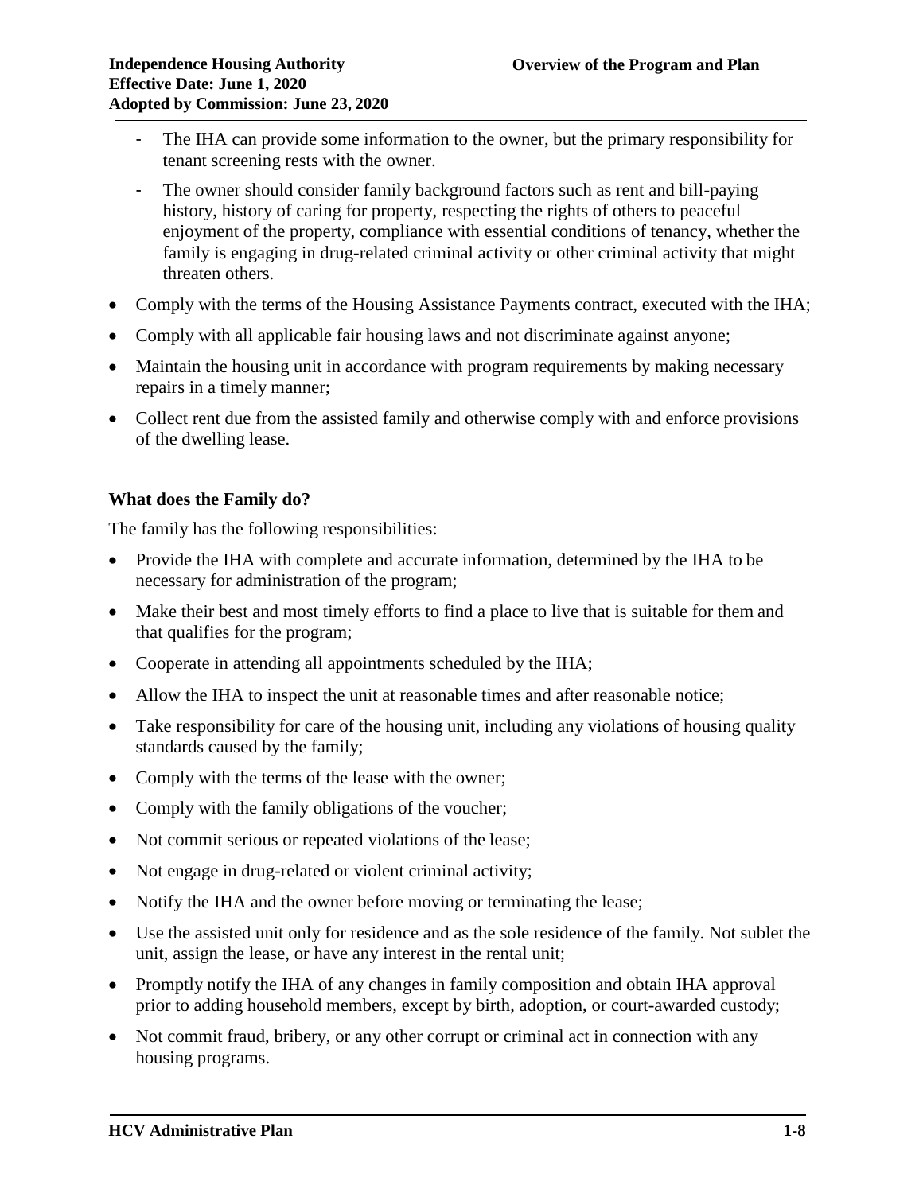- The IHA can provide some information to the owner, but the primary responsibility for tenant screening rests with the owner.
- The owner should consider family background factors such as rent and bill-paying history, history of caring for property, respecting the rights of others to peaceful enjoyment of the property, compliance with essential conditions of tenancy, whether the family is engaging in drug-related criminal activity or other criminal activity that might threaten others.

- Comply with the terms of the Housing Assistance Payments contract, executed with the IHA;
- Comply with all applicable fair housing laws and not discriminate against anyone;
- Maintain the housing unit in accordance with program requirements by making necessary repairs in a timely manner;
- Collect rent due from the assisted family and otherwise comply with and enforce provisions of the dwelling lease.

**What does the Family do?**

The family has the following responsibilities:

- Provide the IHA with complete and accurate information, determined by the IHA to be necessary for administration of the program;
- Make their best and most timely efforts to find a place to live that is suitable for them and that qualifies for the program;
- Cooperate in attending all appointments scheduled by the IHA;
- Allow the IHA to inspect the unit at reasonable times and after reasonable notice;
- Take responsibility for care of the housing unit, including any violations of housing quality standards caused by the family;
- Comply with the terms of the lease with the owner;
- Comply with the family obligations of the voucher;
- Not commit serious or repeated violations of the lease;
- Not engage in drug-related or violent criminal activity;
- Notify the IHA and the owner before moving or terminating the lease;
- Use the assisted unit only for residence and as the sole residence of the family. Not sublet the unit, assign the lease, or have any interest in the rental unit;
- Promptly notify the IHA of any changes in family composition and obtain IHA approval prior to adding household members, except by birth, adoption, or court-awarded custody;
- Not commit fraud, bribery, or any other corrupt or criminal act in connection with any housing programs.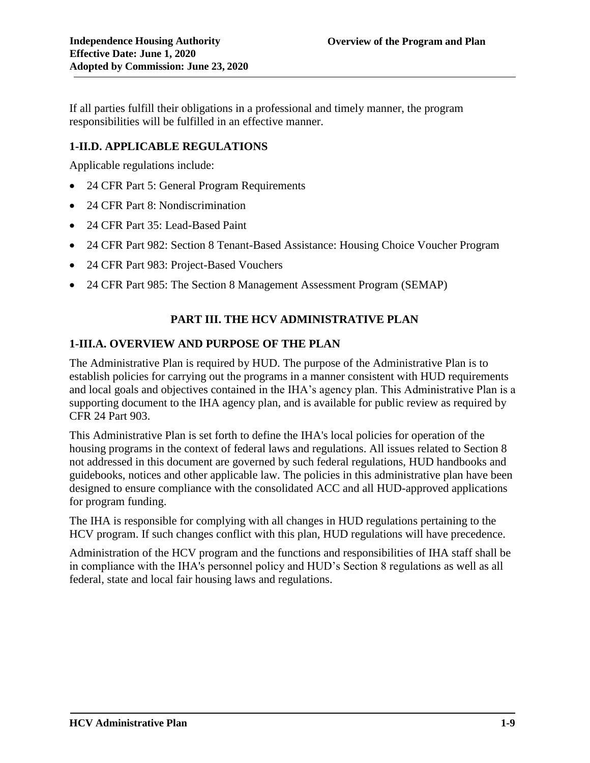If all parties fulfill their obligations in a professional and timely manner, the program responsibilities will be fulfilled in an effective manner.

### 1-II.D. APPLICABLE REGULATIONS

Applicable regulations include:

- 24 CFR Part 5: General Program Requirements
- 24 CFR Part 8: Nondiscrimination
- 24 CFR Part 35: Lead-Based Paint
- 24 CFR Part 982: Section 8 Tenant-Based Assistance: Housing Choice Voucher Program
- 24 CFR Part 983: Project-Based Vouchers
- 24 CFR Part 985: The Section 8 Management Assessment Program (SEMAP)

## PART III. THE HCV ADMINISTRATIVE PLAN

### 1-III.A. OVERVIEW AND PURPOSE OF THE PLAN

The Administrative Plan is required by HUD. The purpose of the Administrative Plan is to establish policies for carrying out the programs in a manner consistent with HUD requirements and local goals and objectives contained in the IHA's agency plan. This Administrative Plan is a supporting document to the IHA agency plan, and is available for public review as required by CFR 24 Part 903.

This Administrative Plan is set forth to define the IHA's local policies for operation of the housing programs in the context of federal laws and regulations. All issues related to Section 8 not addressed in this document are governed by such federal regulations, HUD handbooks and guidebooks, notices and other applicable law. The policies in this administrative plan have been designed to ensure compliance with the consolidated ACC and all HUD-approved applications for program funding.

The IHA is responsible for complying with all changes in HUD regulations pertaining to the HCV program. If such changes conflict with this plan, HUD regulations will have precedence.

Administration of the HCV program and the functions and responsibilities of IHA staff shall be in compliance with the IHA's personnel policy and HUD's Section 8 regulations as well as all federal, state and local fair housing laws and regulations.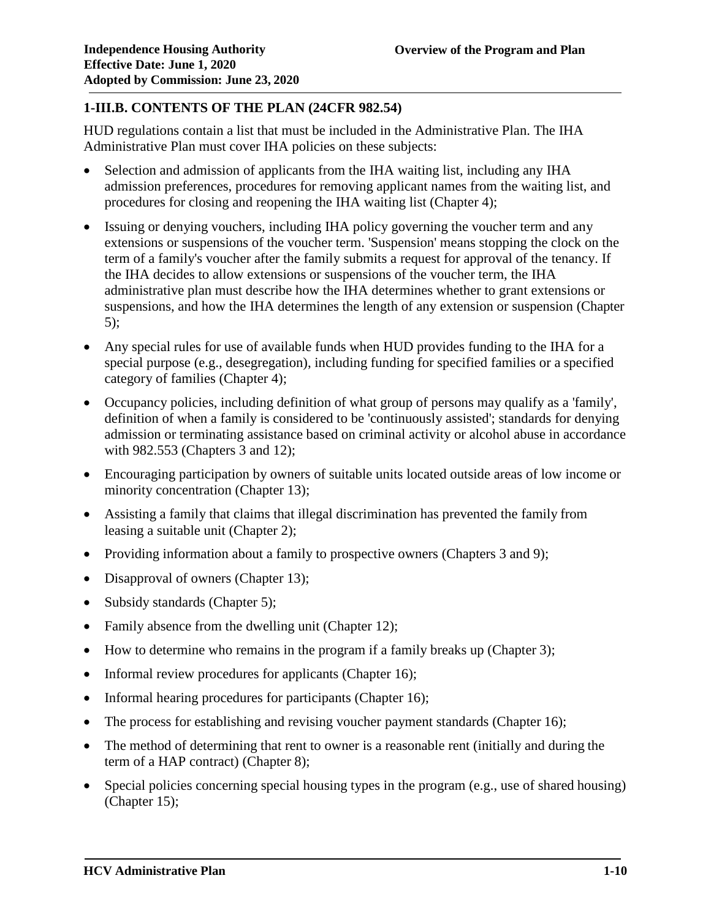## 1-III.B. CONTENTS OF THE PLAN (24CFR 982.54)

HUD regulations contain a list that must be included in the Administrative Plan. The IHA Administrative Plan must cover IHA policies on these subjects:

- Selection and admission of applicants from the IHA waiting list, including any IHA admission preferences, procedures for removing applicant names from the waiting list, and procedures for closing and reopening the IHA waiting list (Chapter 4);
- Issuing or denying vouchers, including IHA policy governing the voucher term and any extensions or suspensions of the voucher term. 'Suspension' means stopping the clock on the term of a family's voucher after the family submits a request for approval of the tenancy. If the IHA decides to allow extensions or suspensions of the voucher term, the IHA administrative plan must describe how the IHA determines whether to grant extensions or suspensions, and how the IHA determines the length of any extension or suspension (Chapter 5);
- Any special rules for use of available funds when HUD provides funding to the IHA for a special purpose (e.g., desegregation), including funding for specified families or a specified category of families (Chapter 4);
- Occupancy policies, including definition of what group of persons may qualify as a 'family', definition of when a family is considered to be 'continuously assisted'; standards for denying admission or terminating assistance based on criminal activity or alcohol abuse in accordance with 982.553 (Chapters 3 and 12);
- Encouraging participation by owners of suitable units located outside areas of low income or minority concentration (Chapter 13);
- Assisting a family that claims that illegal discrimination has prevented the family from leasing a suitable unit (Chapter 2);
- Providing information about a family to prospective owners (Chapters 3 and 9);
- Disapproval of owners (Chapter 13);
- Subsidy standards (Chapter 5);
- Family absence from the dwelling unit (Chapter 12);
- How to determine who remains in the program if a family breaks up (Chapter 3);
- Informal review procedures for applicants (Chapter 16);
- Informal hearing procedures for participants (Chapter 16);
- The process for establishing and revising voucher payment standards (Chapter 16);
- The method of determining that rent to owner is a reasonable rent (initially and during the term of a HAP contract) (Chapter 8);
- Special policies concerning special housing types in the program (e.g., use of shared housing) (Chapter 15);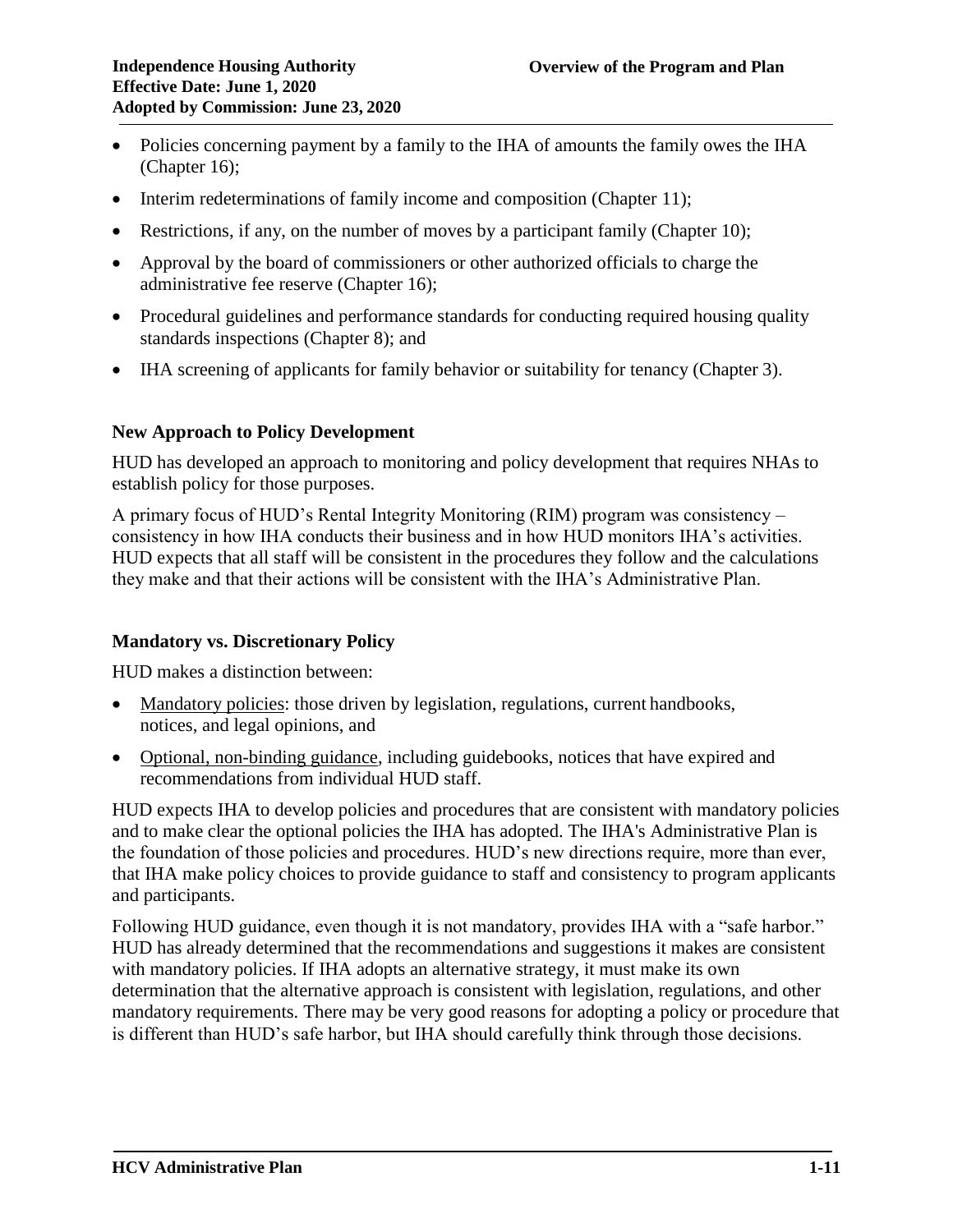- Policies concerning payment by a family to the IHA of amounts the family owes the IHA (Chapter 16);
- Interim redeterminations of family income and composition (Chapter 11);
- Restrictions, if any, on the number of moves by a participant family (Chapter 10);
- Approval by the board of commissioners or other authorized officials to charge the administrative fee reserve (Chapter 16);
- Procedural guidelines and performance standards for conducting required housing quality standards inspections (Chapter 8); and
- IHA screening of applicants for family behavior or suitability for tenancy (Chapter 3).

### New Approach to Policy Development

HUD has developed an approach to monitoring and policy development that requires NHAs to establish policy for those purposes.

A primary focus of HUD's Rental Integrity Monitoring (RIM) program was consistency – consistency in how IHA conducts their business and in how HUD monitors IHA's activities. HUD expects that all staff will be consistent in the procedures they follow and the calculations they make and that their actions will be consistent with the IHA's Administrative Plan.

### Mandatory vs. Discretionary Policy

HUD makes a distinction between:

- Mandatory policies: those driven by legislation, regulations, current handbooks, notices, and legal opinions, and
- Optional, non-binding guidance, including guidebooks, notices that have expired and recommendations from individual HUD staff.

HUD expects IHA to develop policies and procedures that are consistent with mandatory policies and to make clear the optional policies the IHA has adopted. The IHA's Administrative Plan is the foundation of those policies and procedures. HUD's new directions require, more than ever, that IHA make policy choices to provide guidance to staff and consistency to program applicants and participants.

Following HUD guidance, even though it is not mandatory, provides IHA with a "safe harbor." HUD has already determined that the recommendations and suggestions it makes are consistent with mandatory policies. If IHA adopts an alternative strategy, it must make its own determination that the alternative approach is consistent with legislation, regulations, and other mandatory requirements. There may be very good reasons for adopting a policy or procedure that is different than HUD's safe harbor, but IHA should carefully think through those decisions.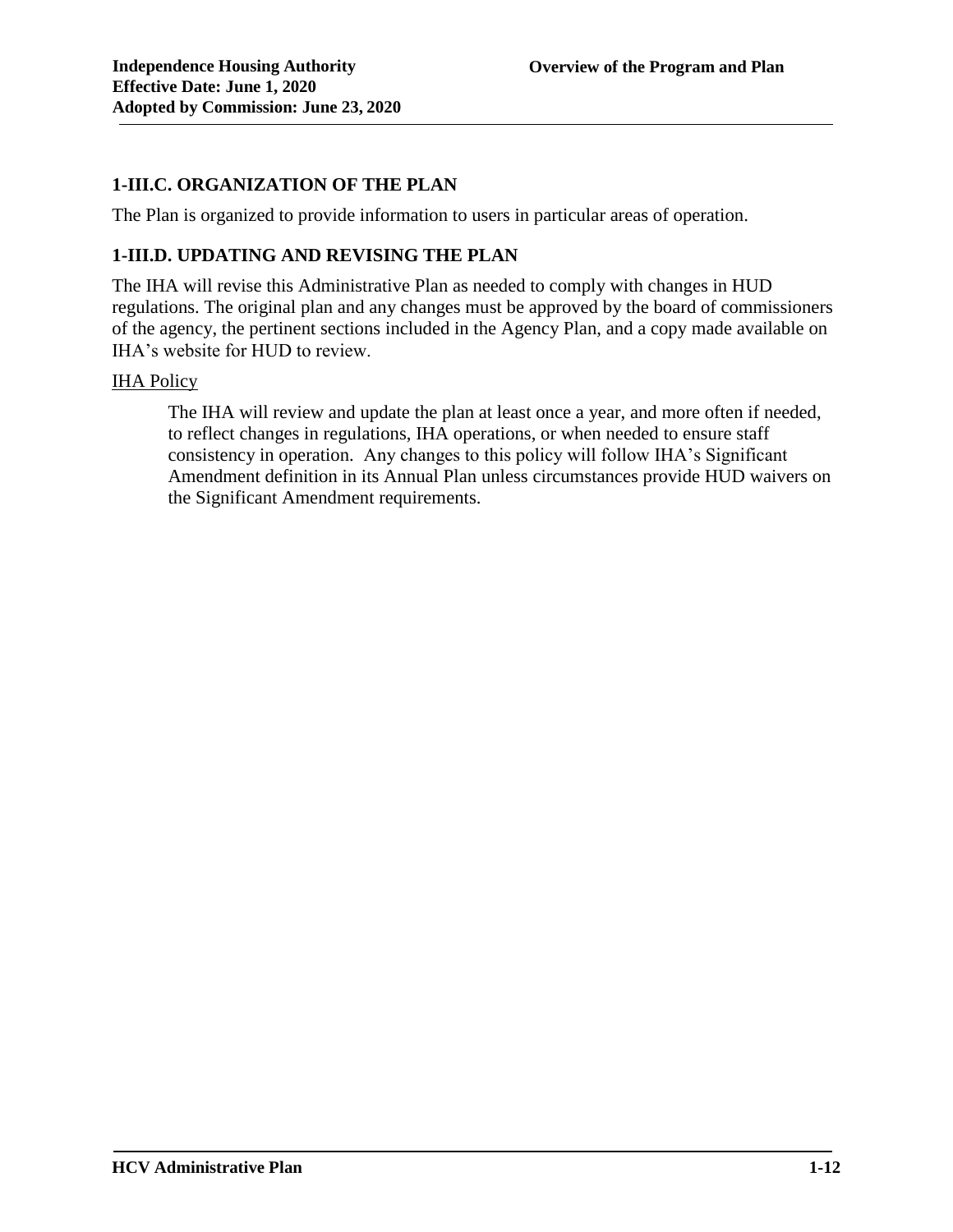### 1-III.C. ORGANIZATION OF THE PLAN

The Plan is organized to provide information to users in particular areas of operation.

### 1-III.D. UPDATING AND REVISING THE PLAN

The IHA will revise this Administrative Plan as needed to comply with changes in HUD regulations. The original plan and any changes must be approved by the board of commissioners of the agency, the pertinent sections included in the Agency Plan, and a copy made available on IHA's website for HUD to review.

IHA Policy

> The IHA will review and update the plan at least once a year, and more often if needed, to reflect changes in regulations, IHA operations, or when needed to ensure staff consistency in operation. Any changes to this policy will follow IHA's Significant Amendment definition in its Annual Plan unless circumstances provide HUD waivers on the Significant Amendment requirements.